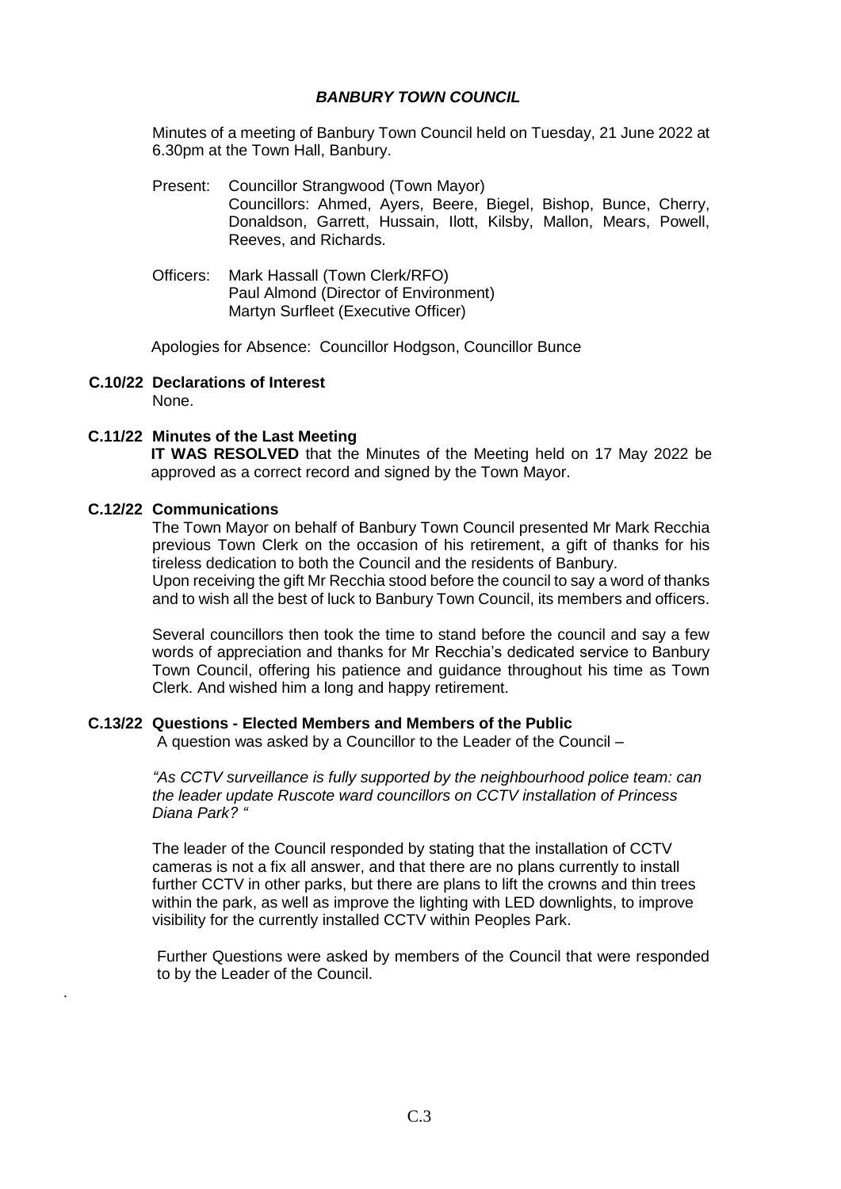# *BANBURY TOWN COUNCIL*

Minutes of a meeting of Banbury Town Council held on Tuesday, 21 June 2022 at 6.30pm at the Town Hall, Banbury.

Present: Councillor Strangwood (Town Mayor)
Councillors: Ahmed, Ayers, Beere, Biegel, Bishop, Bunce, Cherry, Donaldson, Garrett, Hussain, Ilott, Kilsby, Mallon, Mears, Powell, Reeves, and Richards.

Officers: Mark Hassall (Town Clerk/RFO)
Paul Almond (Director of Environment)
Martyn Surfleet (Executive Officer)

Apologies for Absence: Councillor Hodgson, Councillor Bunce

**C.10/22 Declarations of Interest**

None.

**C.11/22 Minutes of the Last Meeting**

**IT WAS RESOLVED** that the Minutes of the Meeting held on 17 May 2022 be approved as a correct record and signed by the Town Mayor.

**C.12/22 Communications**

The Town Mayor on behalf of Banbury Town Council presented Mr Mark Recchia previous Town Clerk on the occasion of his retirement, a gift of thanks for his tireless dedication to both the Council and the residents of Banbury.
Upon receiving the gift Mr Recchia stood before the council to say a word of thanks and to wish all the best of luck to Banbury Town Council, its members and officers.

Several councillors then took the time to stand before the council and say a few words of appreciation and thanks for Mr Recchia's dedicated service to Banbury Town Council, offering his patience and guidance throughout his time as Town Clerk. And wished him a long and happy retirement.

**C.13/22 Questions - Elected Members and Members of the Public**

A question was asked by a Councillor to the Leader of the Council –

*"As CCTV surveillance is fully supported by the neighbourhood police team: can the leader update Ruscote ward councillors on CCTV installation of Princess Diana Park? "*

The leader of the Council responded by stating that the installation of CCTV cameras is not a fix all answer, and that there are no plans currently to install further CCTV in other parks, but there are plans to lift the crowns and thin trees within the park, as well as improve the lighting with LED downlights, to improve visibility for the currently installed CCTV within Peoples Park.

Further Questions were asked by members of the Council that were responded to by the Leader of the Council.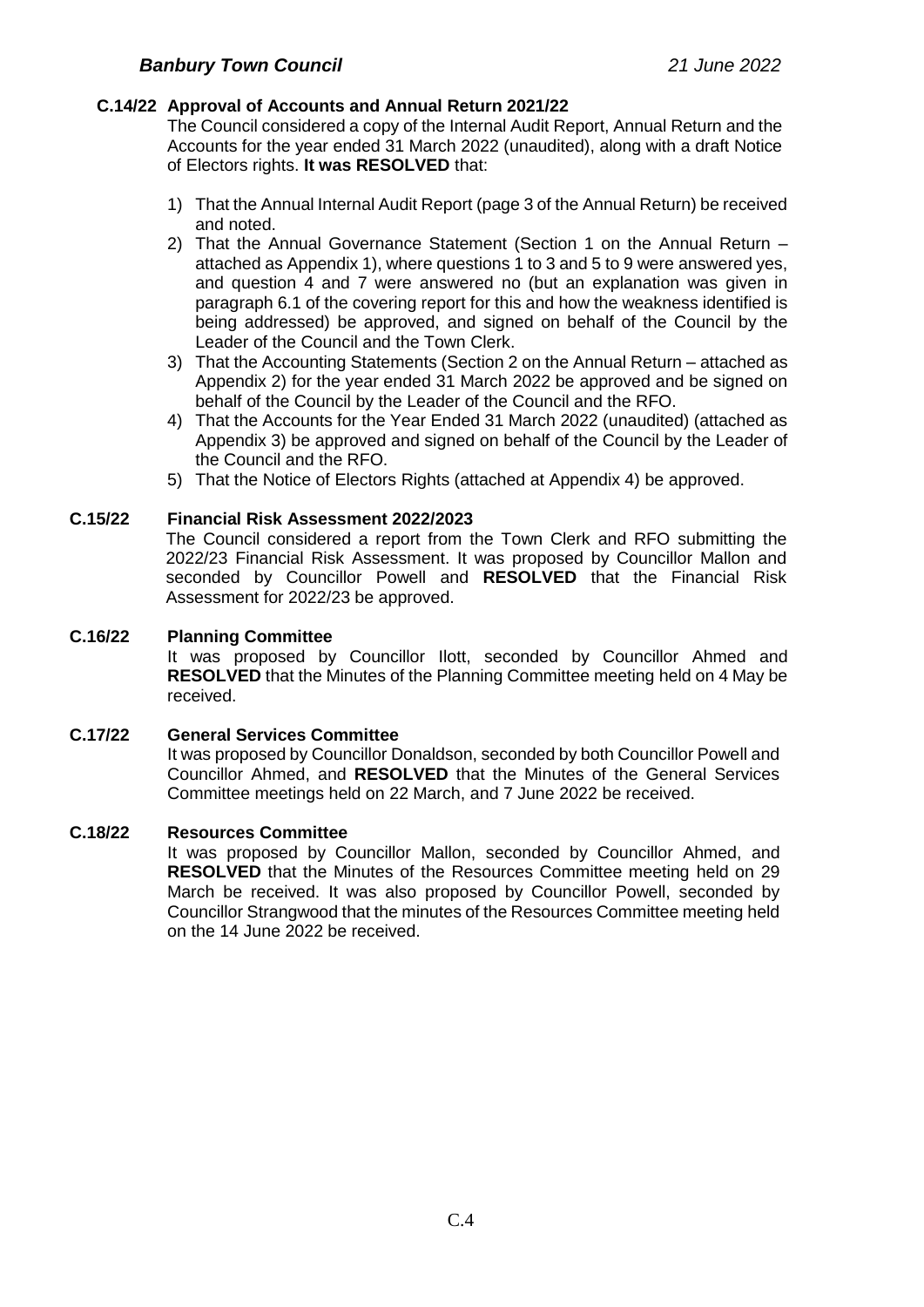### C.14/22 Approval of Accounts and Annual Return 2021/22

The Council considered a copy of the Internal Audit Report, Annual Return and the Accounts for the year ended 31 March 2022 (unaudited), along with a draft Notice of Electors rights. **It was RESOLVED** that:

1) That the Annual Internal Audit Report (page 3 of the Annual Return) be received and noted.
2) That the Annual Governance Statement (Section 1 on the Annual Return – attached as Appendix 1), where questions 1 to 3 and 5 to 9 were answered yes, and question 4 and 7 were answered no (but an explanation was given in paragraph 6.1 of the covering report for this and how the weakness identified is being addressed) be approved, and signed on behalf of the Council by the Leader of the Council and the Town Clerk.
3) That the Accounting Statements (Section 2 on the Annual Return – attached as Appendix 2) for the year ended 31 March 2022 be approved and be signed on behalf of the Council by the Leader of the Council and the RFO.
4) That the Accounts for the Year Ended 31 March 2022 (unaudited) (attached as Appendix 3) be approved and signed on behalf of the Council by the Leader of the Council and the RFO.
5) That the Notice of Electors Rights (attached at Appendix 4) be approved.

### C.15/22 Financial Risk Assessment 2022/2023

The Council considered a report from the Town Clerk and RFO submitting the 2022/23 Financial Risk Assessment. It was proposed by Councillor Mallon and seconded by Councillor Powell and **RESOLVED** that the Financial Risk Assessment for 2022/23 be approved.

### C.16/22 Planning Committee

It was proposed by Councillor Ilott, seconded by Councillor Ahmed and **RESOLVED** that the Minutes of the Planning Committee meeting held on 4 May be received.

### C.17/22 General Services Committee

It was proposed by Councillor Donaldson, seconded by both Councillor Powell and Councillor Ahmed, and **RESOLVED** that the Minutes of the General Services Committee meetings held on 22 March, and 7 June 2022 be received.

### C.18/22 Resources Committee

It was proposed by Councillor Mallon, seconded by Councillor Ahmed, and **RESOLVED** that the Minutes of the Resources Committee meeting held on 29 March be received. It was also proposed by Councillor Powell, seconded by Councillor Strangwood that the minutes of the Resources Committee meeting held on the 14 June 2022 be received.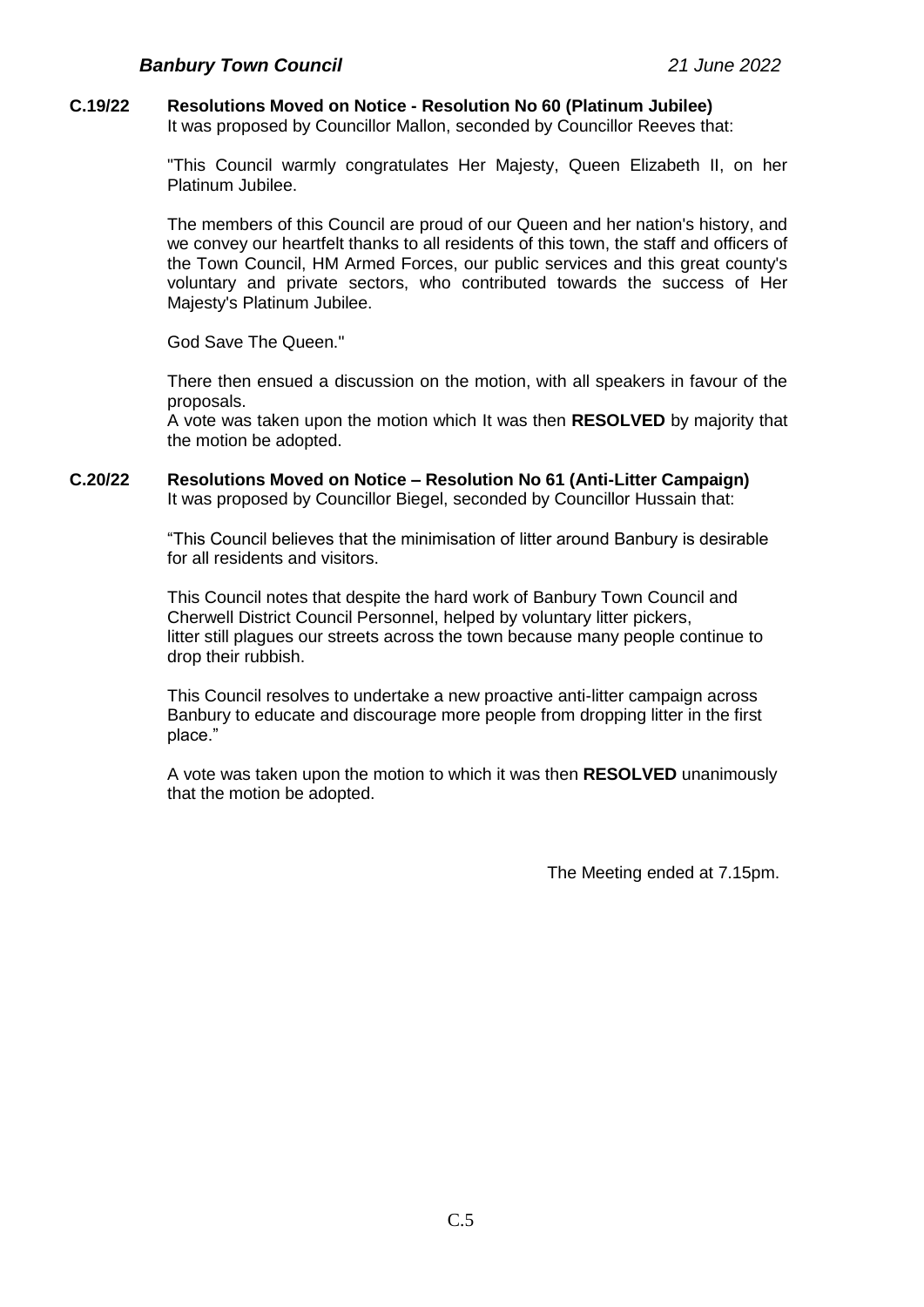**C.19/22 Resolutions Moved on Notice - Resolution No 60 (Platinum Jubilee)**

It was proposed by Councillor Mallon, seconded by Councillor Reeves that:

"This Council warmly congratulates Her Majesty, Queen Elizabeth II, on her Platinum Jubilee.

The members of this Council are proud of our Queen and her nation's history, and we convey our heartfelt thanks to all residents of this town, the staff and officers of the Town Council, HM Armed Forces, our public services and this great county's voluntary and private sectors, who contributed towards the success of Her Majesty's Platinum Jubilee.

God Save The Queen."

There then ensued a discussion on the motion, with all speakers in favour of the proposals.

A vote was taken upon the motion which It was then **RESOLVED** by majority that the motion be adopted.

**C.20/22 Resolutions Moved on Notice – Resolution No 61 (Anti-Litter Campaign)**

It was proposed by Councillor Biegel, seconded by Councillor Hussain that:

"This Council believes that the minimisation of litter around Banbury is desirable for all residents and visitors.

This Council notes that despite the hard work of Banbury Town Council and Cherwell District Council Personnel, helped by voluntary litter pickers, litter still plagues our streets across the town because many people continue to drop their rubbish.

This Council resolves to undertake a new proactive anti-litter campaign across Banbury to educate and discourage more people from dropping litter in the first place."

A vote was taken upon the motion to which it was then **RESOLVED** unanimously that the motion be adopted.

The Meeting ended at 7.15pm.